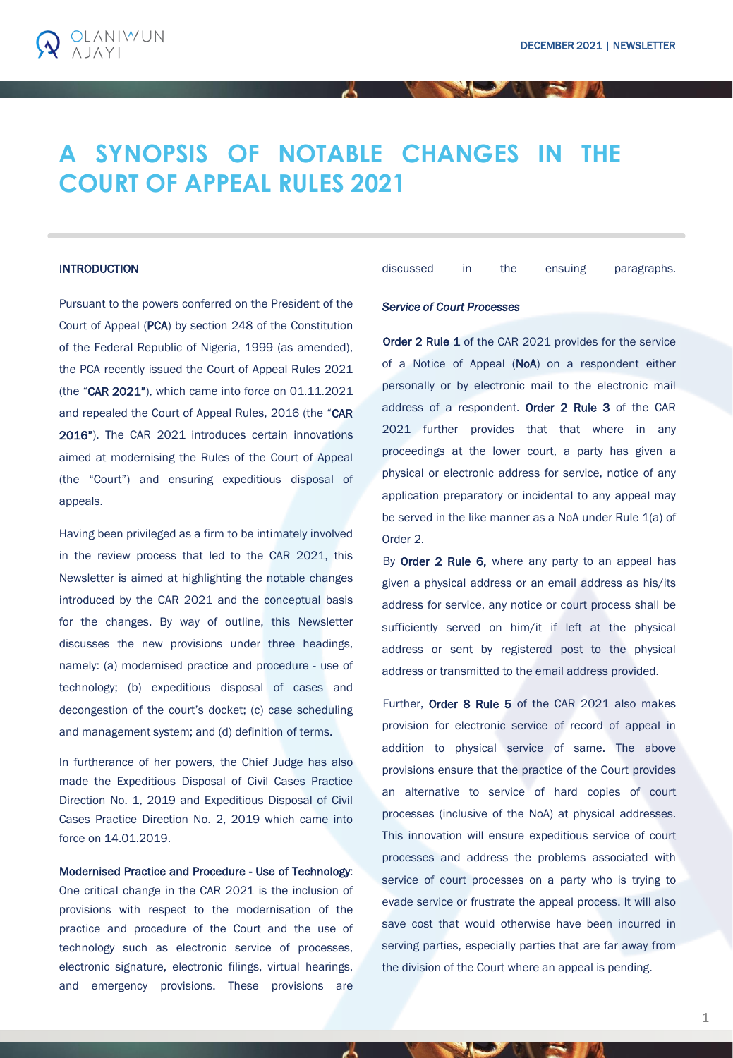# A SYNOPSIS OF NOTABLE CHANGES IN THE COURT OF APPEAL RULES 2021

## INTRODUCTION

Pursuant to the powers conferred on the President of the Court of Appeal (**PCA**) by section 248 of the Constitution of the Federal Republic of Nigeria, 1999 (as amended), the PCA recently issued the Court of Appeal Rules 2021 (the "**CAR 2021**"), which came into force on 01.11.2021 and repealed the Court of Appeal Rules, 2016 (the "**CAR 2016**"). The CAR 2021 introduces certain innovations aimed at modernising the Rules of the Court of Appeal (the "Court") and ensuring expeditious disposal of appeals.

Having been privileged as a firm to be intimately involved in the review process that led to the CAR 2021, this Newsletter is aimed at highlighting the notable changes introduced by the CAR 2021 and the conceptual basis for the changes. By way of outline, this Newsletter discusses the new provisions under three headings, namely: (a) modernised practice and procedure - use of technology; (b) expeditious disposal of cases and decongestion of the court's docket; (c) case scheduling and management system; and (d) definition of terms.

In furtherance of her powers, the Chief Judge has also made the Expeditious Disposal of Civil Cases Practice Direction No. 1, 2019 and Expeditious Disposal of Civil Cases Practice Direction No. 2, 2019 which came into force on 14.01.2019.

**Modernised Practice and Procedure - Use of Technology**: One critical change in the CAR 2021 is the inclusion of provisions with respect to the modernisation of the practice and procedure of the Court and the use of technology such as electronic service of processes, electronic signature, electronic filings, virtual hearings, and emergency provisions. These provisions are discussed in the ensuing paragraphs.

*Service of Court Processes*

**Order 2 Rule 1** of the CAR 2021 provides for the service of a Notice of Appeal (**NoA**) on a respondent either personally or by electronic mail to the electronic mail address of a respondent. **Order 2 Rule 3** of the CAR 2021 further provides that that where in any proceedings at the lower court, a party has given a physical or electronic address for service, notice of any application preparatory or incidental to any appeal may be served in the like manner as a NoA under Rule 1(a) of Order 2.

By **Order 2 Rule 6,** where any party to an appeal has given a physical address or an email address as his/its address for service, any notice or court process shall be sufficiently served on him/it if left at the physical address or sent by registered post to the physical address or transmitted to the email address provided.

Further, **Order 8 Rule 5** of the CAR 2021 also makes provision for electronic service of record of appeal in addition to physical service of same. The above provisions ensure that the practice of the Court provides an alternative to service of hard copies of court processes (inclusive of the NoA) at physical addresses. This innovation will ensure expeditious service of court processes and address the problems associated with service of court processes on a party who is trying to evade service or frustrate the appeal process. It will also save cost that would otherwise have been incurred in serving parties, especially parties that are far away from the division of the Court where an appeal is pending.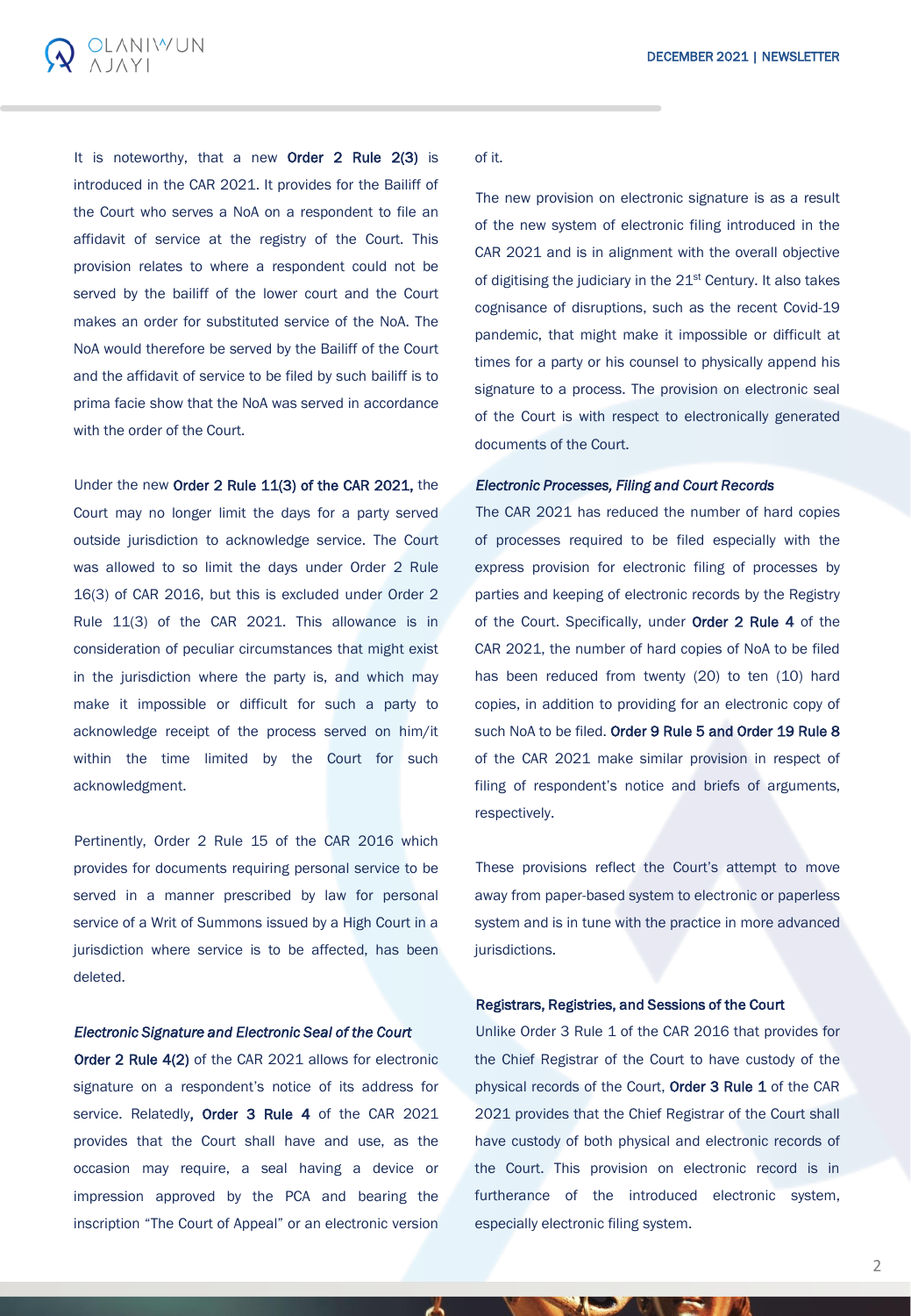It is noteworthy, that a new **Order 2 Rule 2(3)** is introduced in the CAR 2021. It provides for the Bailiff of the Court who serves a NoA on a respondent to file an affidavit of service at the registry of the Court. This provision relates to where a respondent could not be served by the bailiff of the lower court and the Court makes an order for substituted service of the NoA. The NoA would therefore be served by the Bailiff of the Court and the affidavit of service to be filed by such bailiff is to prima facie show that the NoA was served in accordance with the order of the Court.

Under the new **Order 2 Rule 11(3) of the CAR 2021,** the Court may no longer limit the days for a party served outside jurisdiction to acknowledge service. The Court was allowed to so limit the days under Order 2 Rule 16(3) of CAR 2016, but this is excluded under Order 2 Rule 11(3) of the CAR 2021. This allowance is in consideration of peculiar circumstances that might exist in the jurisdiction where the party is, and which may make it impossible or difficult for such a party to acknowledge receipt of the process served on him/it within the time limited by the Court for such acknowledgment.

Pertinently, Order 2 Rule 15 of the CAR 2016 which provides for documents requiring personal service to be served in a manner prescribed by law for personal service of a Writ of Summons issued by a High Court in a jurisdiction where service is to be affected, has been deleted.

*Electronic Signature and Electronic Seal of the Court*

**Order 2 Rule 4(2)** of the CAR 2021 allows for electronic signature on a respondent's notice of its address for service. Relatedly**, Order 3 Rule 4** of the CAR 2021 provides that the Court shall have and use, as the occasion may require, a seal having a device or impression approved by the PCA and bearing the inscription "The Court of Appeal" or an electronic version of it.

The new provision on electronic signature is as a result of the new system of electronic filing introduced in the CAR 2021 and is in alignment with the overall objective of digitising the judiciary in the 21st Century. It also takes cognisance of disruptions, such as the recent Covid-19 pandemic, that might make it impossible or difficult at times for a party or his counsel to physically append his signature to a process. The provision on electronic seal of the Court is with respect to electronically generated documents of the Court.

***Electronic Processes, Filing and Court Records***

The CAR 2021 has reduced the number of hard copies of processes required to be filed especially with the express provision for electronic filing of processes by parties and keeping of electronic records by the Registry of the Court. Specifically, under **Order 2 Rule 4** of the CAR 2021, the number of hard copies of NoA to be filed has been reduced from twenty (20) to ten (10) hard copies, in addition to providing for an electronic copy of such NoA to be filed. **Order 9 Rule 5 and Order 19 Rule 8** of the CAR 2021 make similar provision in respect of filing of respondent's notice and briefs of arguments, respectively.

These provisions reflect the Court's attempt to move away from paper-based system to electronic or paperless system and is in tune with the practice in more advanced jurisdictions.

**Registrars, Registries, and Sessions of the Court**

Unlike Order 3 Rule 1 of the CAR 2016 that provides for the Chief Registrar of the Court to have custody of the physical records of the Court, **Order 3 Rule 1** of the CAR 2021 provides that the Chief Registrar of the Court shall have custody of both physical and electronic records of the Court. This provision on electronic record is in furtherance of the introduced electronic system, especially electronic filing system.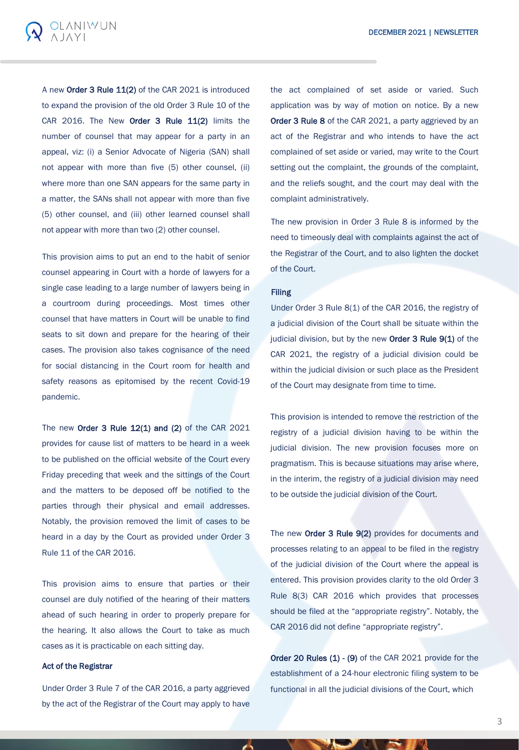A new **Order 3 Rule 11(2)** of the CAR 2021 is introduced to expand the provision of the old Order 3 Rule 10 of the CAR 2016. The New **Order 3 Rule 11(2)** limits the number of counsel that may appear for a party in an appeal, viz: (i) a Senior Advocate of Nigeria (SAN) shall not appear with more than five (5) other counsel, (ii) where more than one SAN appears for the same party in a matter, the SANs shall not appear with more than five (5) other counsel, and (iii) other learned counsel shall not appear with more than two (2) other counsel.

This provision aims to put an end to the habit of senior counsel appearing in Court with a horde of lawyers for a single case leading to a large number of lawyers being in a courtroom during proceedings. Most times other counsel that have matters in Court will be unable to find seats to sit down and prepare for the hearing of their cases. The provision also takes cognisance of the need for social distancing in the Court room for health and safety reasons as epitomised by the recent Covid-19 pandemic.

The new **Order 3 Rule 12(1) and (2)** of the CAR 2021 provides for cause list of matters to be heard in a week to be published on the official website of the Court every Friday preceding that week and the sittings of the Court and the matters to be deposed off be notified to the parties through their physical and email addresses. Notably, the provision removed the limit of cases to be heard in a day by the Court as provided under Order 3 Rule 11 of the CAR 2016.

This provision aims to ensure that parties or their counsel are duly notified of the hearing of their matters ahead of such hearing in order to properly prepare for the hearing. It also allows the Court to take as much cases as it is practicable on each sitting day.

**Act of the Registrar**

Under Order 3 Rule 7 of the CAR 2016, a party aggrieved by the act of the Registrar of the Court may apply to have the act complained of set aside or varied. Such application was by way of motion on notice. By a new **Order 3 Rule 8** of the CAR 2021, a party aggrieved by an act of the Registrar and who intends to have the act complained of set aside or varied, may write to the Court setting out the complaint, the grounds of the complaint, and the reliefs sought, and the court may deal with the complaint administratively.

The new provision in Order 3 Rule 8 is informed by the need to timeously deal with complaints against the act of the Registrar of the Court, and to also lighten the docket of the Court.

**Filing**

Under Order 3 Rule 8(1) of the CAR 2016, the registry of a judicial division of the Court shall be situate within the judicial division, but by the new **Order 3 Rule 9(1)** of the CAR 2021, the registry of a judicial division could be within the judicial division or such place as the President of the Court may designate from time to time.

This provision is intended to remove the restriction of the registry of a judicial division having to be within the judicial division. The new provision focuses more on pragmatism. This is because situations may arise where, in the interim, the registry of a judicial division may need to be outside the judicial division of the Court.

The new **Order 3 Rule 9(2)** provides for documents and processes relating to an appeal to be filed in the registry of the judicial division of the Court where the appeal is entered. This provision provides clarity to the old Order 3 Rule 8(3) CAR 2016 which provides that processes should be filed at the "appropriate registry". Notably, the CAR 2016 did not define "appropriate registry".

**Order 20 Rules (1) - (9)** of the CAR 2021 provide for the establishment of a 24-hour electronic filing system to be functional in all the judicial divisions of the Court, which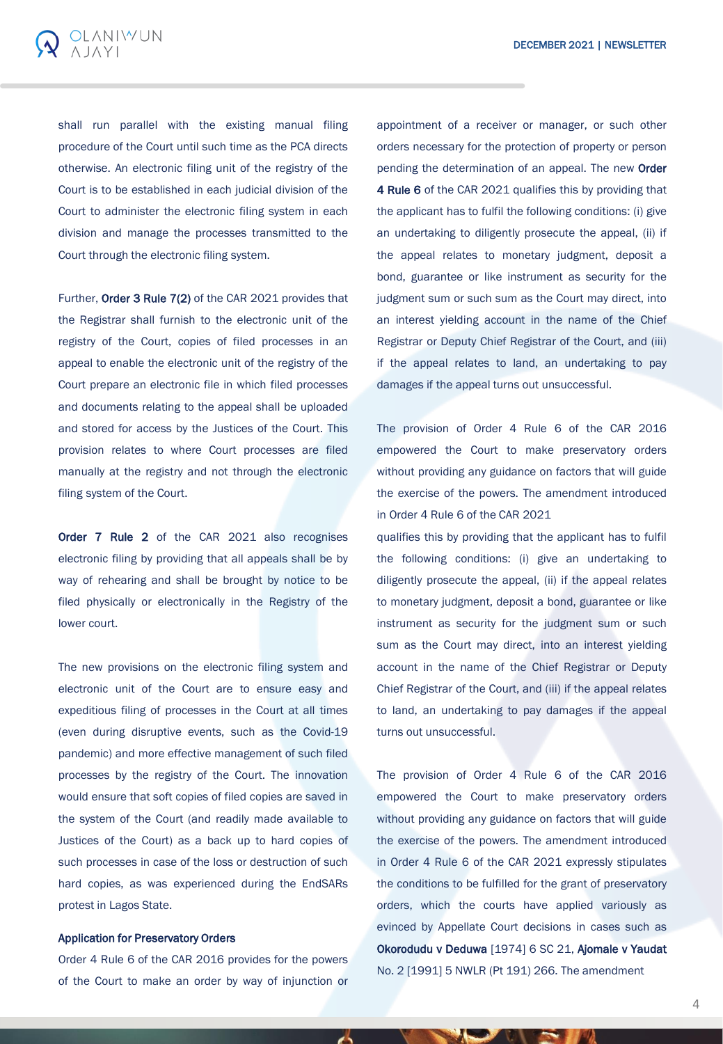shall run parallel with the existing manual filing procedure of the Court until such time as the PCA directs otherwise. An electronic filing unit of the registry of the Court is to be established in each judicial division of the Court to administer the electronic filing system in each division and manage the processes transmitted to the Court through the electronic filing system.

Further, **Order 3 Rule 7(2)** of the CAR 2021 provides that the Registrar shall furnish to the electronic unit of the registry of the Court, copies of filed processes in an appeal to enable the electronic unit of the registry of the Court prepare an electronic file in which filed processes and documents relating to the appeal shall be uploaded and stored for access by the Justices of the Court. This provision relates to where Court processes are filed manually at the registry and not through the electronic filing system of the Court.

**Order 7 Rule 2** of the CAR 2021 also recognises electronic filing by providing that all appeals shall be by way of rehearing and shall be brought by notice to be filed physically or electronically in the Registry of the lower court.

The new provisions on the electronic filing system and electronic unit of the Court are to ensure easy and expeditious filing of processes in the Court at all times (even during disruptive events, such as the Covid-19 pandemic) and more effective management of such filed processes by the registry of the Court. The innovation would ensure that soft copies of filed copies are saved in the system of the Court (and readily made available to Justices of the Court) as a back up to hard copies of such processes in case of the loss or destruction of such hard copies, as was experienced during the EndSARs protest in Lagos State.

**Application for Preservatory Orders**

Order 4 Rule 6 of the CAR 2016 provides for the powers of the Court to make an order by way of injunction or appointment of a receiver or manager, or such other orders necessary for the protection of property or person pending the determination of an appeal. The new **Order 4 Rule 6** of the CAR 2021 qualifies this by providing that the applicant has to fulfil the following conditions: (i) give an undertaking to diligently prosecute the appeal, (ii) if the appeal relates to monetary judgment, deposit a bond, guarantee or like instrument as security for the judgment sum or such sum as the Court may direct, into an interest yielding account in the name of the Chief Registrar or Deputy Chief Registrar of the Court, and (iii) if the appeal relates to land, an undertaking to pay damages if the appeal turns out unsuccessful.

The provision of Order 4 Rule 6 of the CAR 2016 empowered the Court to make preservatory orders without providing any guidance on factors that will guide the exercise of the powers. The amendment introduced in Order 4 Rule 6 of the CAR 2021

qualifies this by providing that the applicant has to fulfil the following conditions: (i) give an undertaking to diligently prosecute the appeal, (ii) if the appeal relates to monetary judgment, deposit a bond, guarantee or like instrument as security for the judgment sum or such sum as the Court may direct, into an interest yielding account in the name of the Chief Registrar or Deputy Chief Registrar of the Court, and (iii) if the appeal relates to land, an undertaking to pay damages if the appeal turns out unsuccessful.

The provision of Order 4 Rule 6 of the CAR 2016 empowered the Court to make preservatory orders without providing any guidance on factors that will guide the exercise of the powers. The amendment introduced in Order 4 Rule 6 of the CAR 2021 expressly stipulates the conditions to be fulfilled for the grant of preservatory orders, which the courts have applied variously as evinced by Appellate Court decisions in cases such as **Okorodudu v Deduwa** [1974] 6 SC 21, **Ajomale v Yaudat** No. 2 [1991] 5 NWLR (Pt 191) 266. The amendment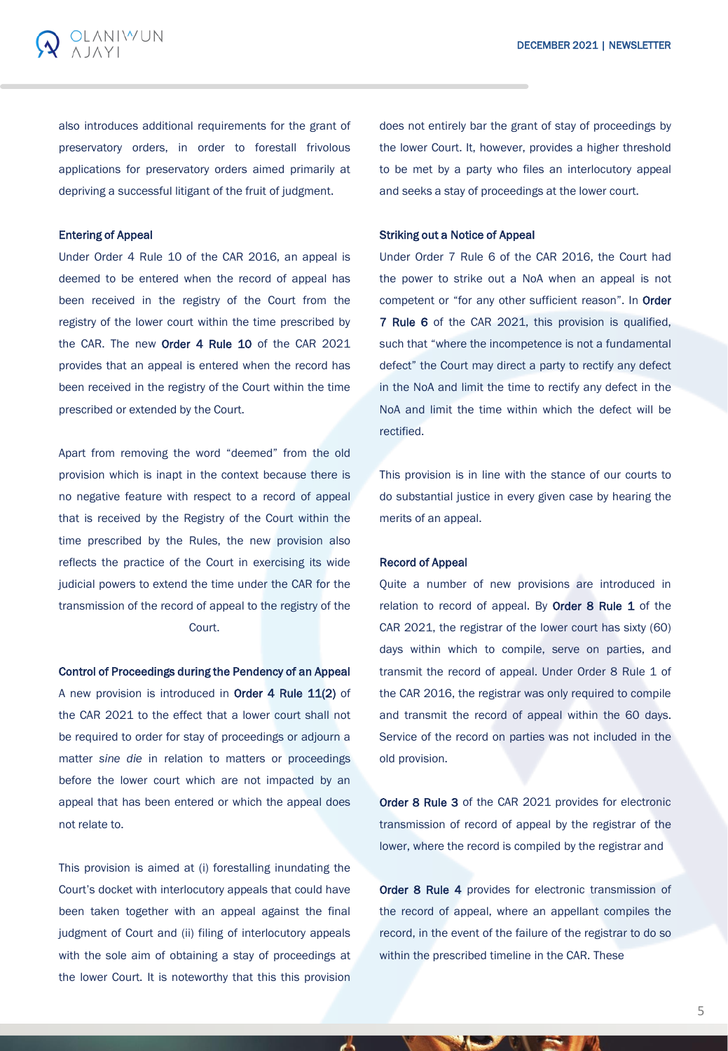also introduces additional requirements for the grant of preservatory orders, in order to forestall frivolous applications for preservatory orders aimed primarily at depriving a successful litigant of the fruit of judgment.

**Entering of Appeal**

Under Order 4 Rule 10 of the CAR 2016, an appeal is deemed to be entered when the record of appeal has been received in the registry of the Court from the registry of the lower court within the time prescribed by the CAR. The new **Order 4 Rule 10** of the CAR 2021 provides that an appeal is entered when the record has been received in the registry of the Court within the time prescribed or extended by the Court.

Apart from removing the word "deemed" from the old provision which is inapt in the context because there is no negative feature with respect to a record of appeal that is received by the Registry of the Court within the time prescribed by the Rules, the new provision also reflects the practice of the Court in exercising its wide judicial powers to extend the time under the CAR for the transmission of the record of appeal to the registry of the Court.

**Control of Proceedings during the Pendency of an Appeal**

A new provision is introduced in **Order 4 Rule 11(2)** of the CAR 2021 to the effect that a lower court shall not be required to order for stay of proceedings or adjourn a matter *sine die* in relation to matters or proceedings before the lower court which are not impacted by an appeal that has been entered or which the appeal does not relate to.

This provision is aimed at (i) forestalling inundating the Court's docket with interlocutory appeals that could have been taken together with an appeal against the final judgment of Court and (ii) filing of interlocutory appeals with the sole aim of obtaining a stay of proceedings at the lower Court. It is noteworthy that this this provision does not entirely bar the grant of stay of proceedings by the lower Court. It, however, provides a higher threshold to be met by a party who files an interlocutory appeal and seeks a stay of proceedings at the lower court.

**Striking out a Notice of Appeal**

Under Order 7 Rule 6 of the CAR 2016, the Court had the power to strike out a NoA when an appeal is not competent or "for any other sufficient reason". In **Order 7 Rule 6** of the CAR 2021, this provision is qualified, such that "where the incompetence is not a fundamental defect" the Court may direct a party to rectify any defect in the NoA and limit the time to rectify any defect in the NoA and limit the time within which the defect will be rectified.

This provision is in line with the stance of our courts to do substantial justice in every given case by hearing the merits of an appeal.

**Record of Appeal**

Quite a number of new provisions are introduced in relation to record of appeal. By **Order 8 Rule 1** of the CAR 2021, the registrar of the lower court has sixty (60) days within which to compile, serve on parties, and transmit the record of appeal. Under Order 8 Rule 1 of the CAR 2016, the registrar was only required to compile and transmit the record of appeal within the 60 days. Service of the record on parties was not included in the old provision.

**Order 8 Rule 3** of the CAR 2021 provides for electronic transmission of record of appeal by the registrar of the lower, where the record is compiled by the registrar and

**Order 8 Rule 4** provides for electronic transmission of the record of appeal, where an appellant compiles the record, in the event of the failure of the registrar to do so within the prescribed timeline in the CAR. These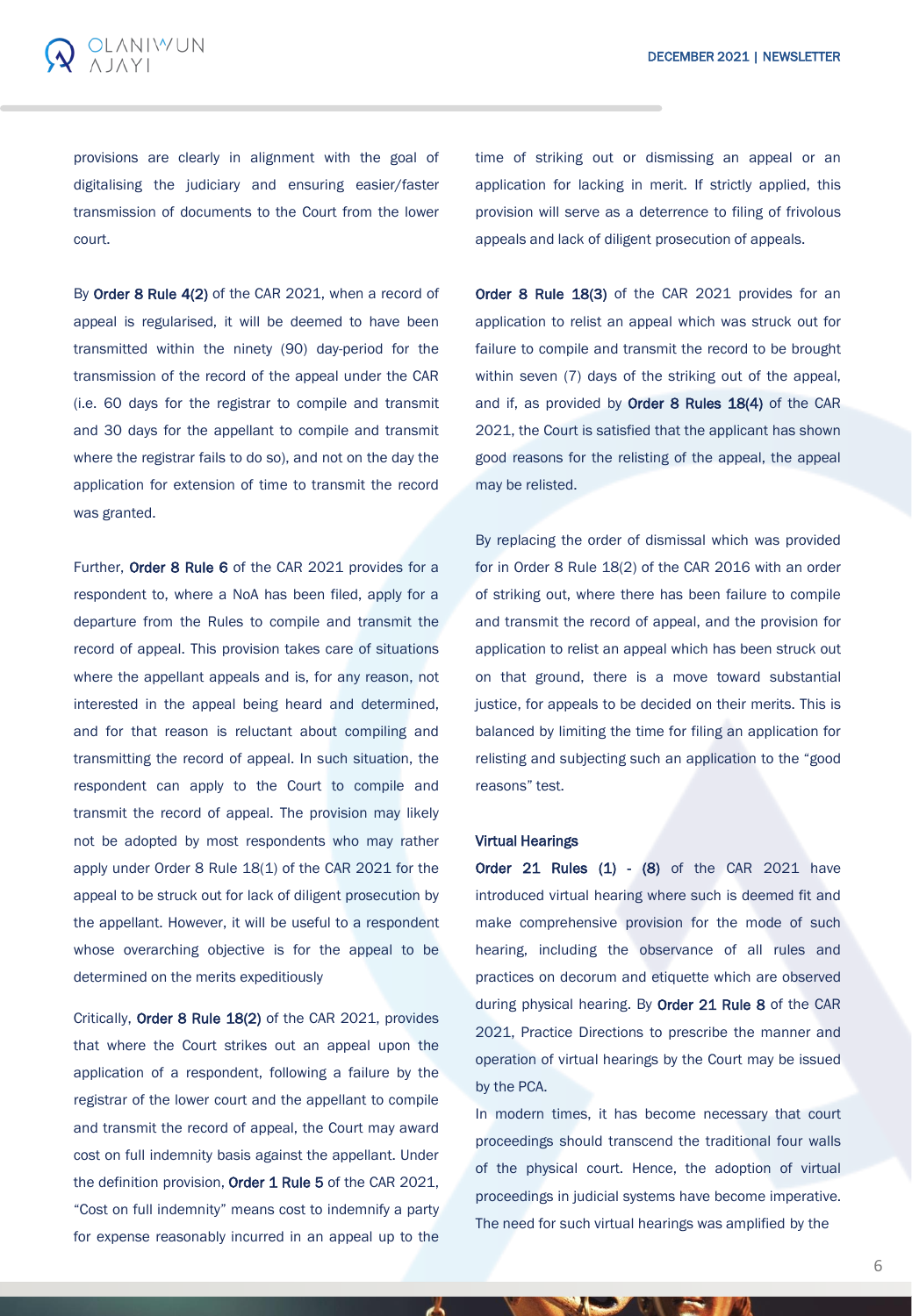provisions are clearly in alignment with the goal of digitalising the judiciary and ensuring easier/faster transmission of documents to the Court from the lower court.

By **Order 8 Rule 4(2)** of the CAR 2021, when a record of appeal is regularised, it will be deemed to have been transmitted within the ninety (90) day-period for the transmission of the record of the appeal under the CAR (i.e. 60 days for the registrar to compile and transmit and 30 days for the appellant to compile and transmit where the registrar fails to do so), and not on the day the application for extension of time to transmit the record was granted.

Further, **Order 8 Rule 6** of the CAR 2021 provides for a respondent to, where a NoA has been filed, apply for a departure from the Rules to compile and transmit the record of appeal. This provision takes care of situations where the appellant appeals and is, for any reason, not interested in the appeal being heard and determined, and for that reason is reluctant about compiling and transmitting the record of appeal. In such situation, the respondent can apply to the Court to compile and transmit the record of appeal. The provision may likely not be adopted by most respondents who may rather apply under Order 8 Rule 18(1) of the CAR 2021 for the appeal to be struck out for lack of diligent prosecution by the appellant. However, it will be useful to a respondent whose overarching objective is for the appeal to be determined on the merits expeditiously

Critically, **Order 8 Rule 18(2)** of the CAR 2021, provides that where the Court strikes out an appeal upon the application of a respondent, following a failure by the registrar of the lower court and the appellant to compile and transmit the record of appeal, the Court may award cost on full indemnity basis against the appellant. Under the definition provision, **Order 1 Rule 5** of the CAR 2021, "Cost on full indemnity" means cost to indemnify a party for expense reasonably incurred in an appeal up to the time of striking out or dismissing an appeal or an application for lacking in merit. If strictly applied, this provision will serve as a deterrence to filing of frivolous appeals and lack of diligent prosecution of appeals.

**Order 8 Rule 18(3)** of the CAR 2021 provides for an application to relist an appeal which was struck out for failure to compile and transmit the record to be brought within seven (7) days of the striking out of the appeal, and if, as provided by **Order 8 Rules 18(4)** of the CAR 2021, the Court is satisfied that the applicant has shown good reasons for the relisting of the appeal, the appeal may be relisted.

By replacing the order of dismissal which was provided for in Order 8 Rule 18(2) of the CAR 2016 with an order of striking out, where there has been failure to compile and transmit the record of appeal, and the provision for application to relist an appeal which has been struck out on that ground, there is a move toward substantial justice, for appeals to be decided on their merits. This is balanced by limiting the time for filing an application for relisting and subjecting such an application to the "good reasons" test.

**Virtual Hearings**

**Order 21 Rules (1) - (8)** of the CAR 2021 have introduced virtual hearing where such is deemed fit and make comprehensive provision for the mode of such hearing, including the observance of all rules and practices on decorum and etiquette which are observed during physical hearing. By **Order 21 Rule 8** of the CAR 2021, Practice Directions to prescribe the manner and operation of virtual hearings by the Court may be issued by the PCA.

In modern times, it has become necessary that court proceedings should transcend the traditional four walls of the physical court. Hence, the adoption of virtual proceedings in judicial systems have become imperative. The need for such virtual hearings was amplified by the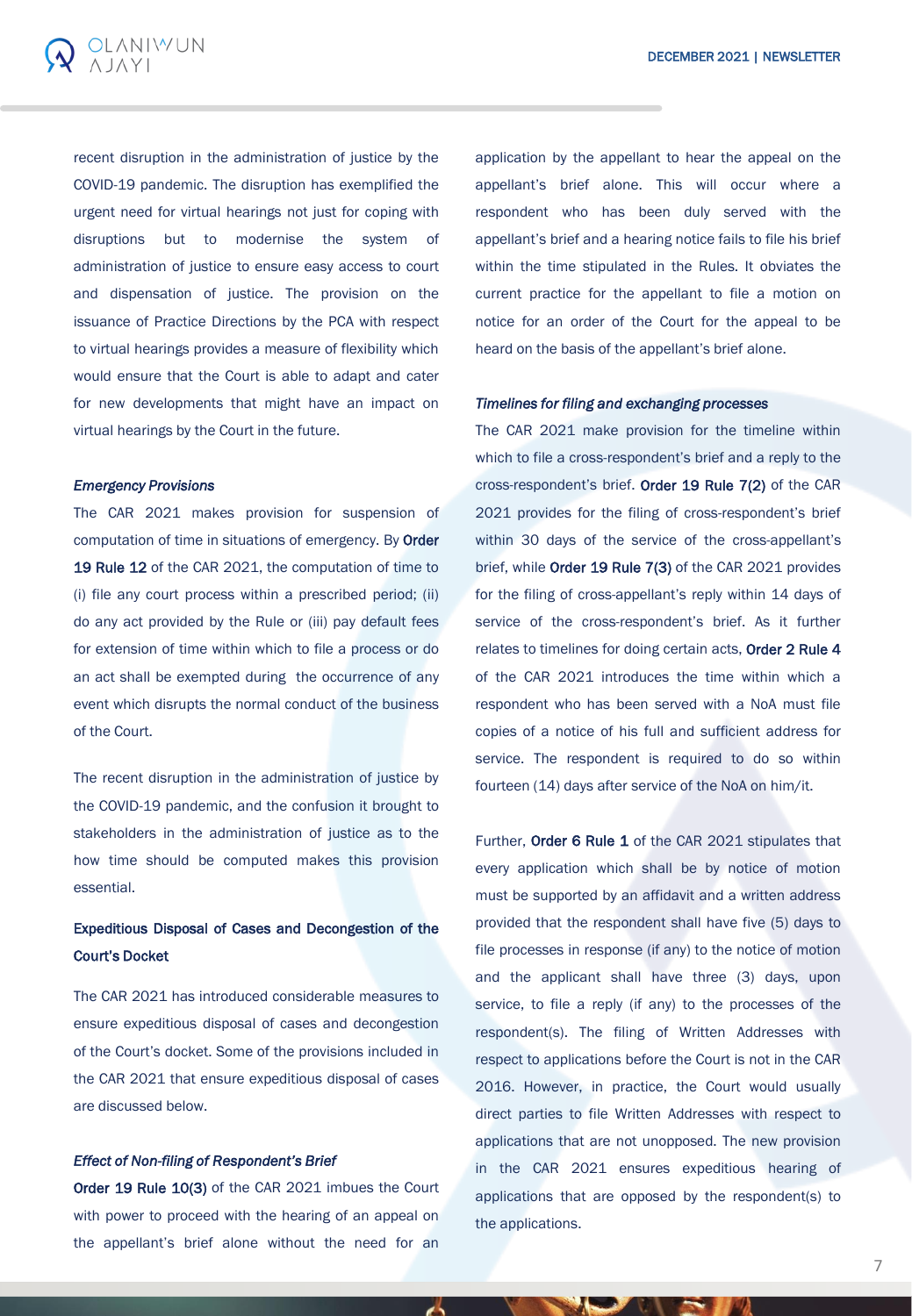recent disruption in the administration of justice by the COVID-19 pandemic. The disruption has exemplified the urgent need for virtual hearings not just for coping with disruptions but to modernise the system of administration of justice to ensure easy access to court and dispensation of justice. The provision on the issuance of Practice Directions by the PCA with respect to virtual hearings provides a measure of flexibility which would ensure that the Court is able to adapt and cater for new developments that might have an impact on virtual hearings by the Court in the future.

***Emergency Provisions***

The CAR 2021 makes provision for suspension of computation of time in situations of emergency. By **Order 19 Rule 12** of the CAR 2021, the computation of time to (i) file any court process within a prescribed period; (ii) do any act provided by the Rule or (iii) pay default fees for extension of time within which to file a process or do an act shall be exempted during the occurrence of any event which disrupts the normal conduct of the business of the Court.

The recent disruption in the administration of justice by the COVID-19 pandemic, and the confusion it brought to stakeholders in the administration of justice as to the how time should be computed makes this provision essential.

### Expeditious Disposal of Cases and Decongestion of the Court's Docket

The CAR 2021 has introduced considerable measures to ensure expeditious disposal of cases and decongestion of the Court's docket. Some of the provisions included in the CAR 2021 that ensure expeditious disposal of cases are discussed below.

***Effect of Non-filing of Respondent's Brief***

**Order 19 Rule 10(3)** of the CAR 2021 imbues the Court with power to proceed with the hearing of an appeal on the appellant's brief alone without the need for an application by the appellant to hear the appeal on the appellant's brief alone. This will occur where a respondent who has been duly served with the appellant's brief and a hearing notice fails to file his brief within the time stipulated in the Rules. It obviates the current practice for the appellant to file a motion on notice for an order of the Court for the appeal to be heard on the basis of the appellant's brief alone.

***Timelines for filing and exchanging processes***

The CAR 2021 make provision for the timeline within which to file a cross-respondent's brief and a reply to the cross-respondent's brief. **Order 19 Rule 7(2)** of the CAR 2021 provides for the filing of cross-respondent's brief within 30 days of the service of the cross-appellant's brief, while **Order 19 Rule 7(3)** of the CAR 2021 provides for the filing of cross-appellant's reply within 14 days of service of the cross-respondent's brief. As it further relates to timelines for doing certain acts, **Order 2 Rule 4** of the CAR 2021 introduces the time within which a respondent who has been served with a NoA must file copies of a notice of his full and sufficient address for service. The respondent is required to do so within fourteen (14) days after service of the NoA on him/it.

Further, **Order 6 Rule 1** of the CAR 2021 stipulates that every application which shall be by notice of motion must be supported by an affidavit and a written address provided that the respondent shall have five (5) days to file processes in response (if any) to the notice of motion and the applicant shall have three (3) days, upon service, to file a reply (if any) to the processes of the respondent(s). The filing of Written Addresses with respect to applications before the Court is not in the CAR 2016. However, in practice, the Court would usually direct parties to file Written Addresses with respect to applications that are not unopposed. The new provision in the CAR 2021 ensures expeditious hearing of applications that are opposed by the respondent(s) to the applications.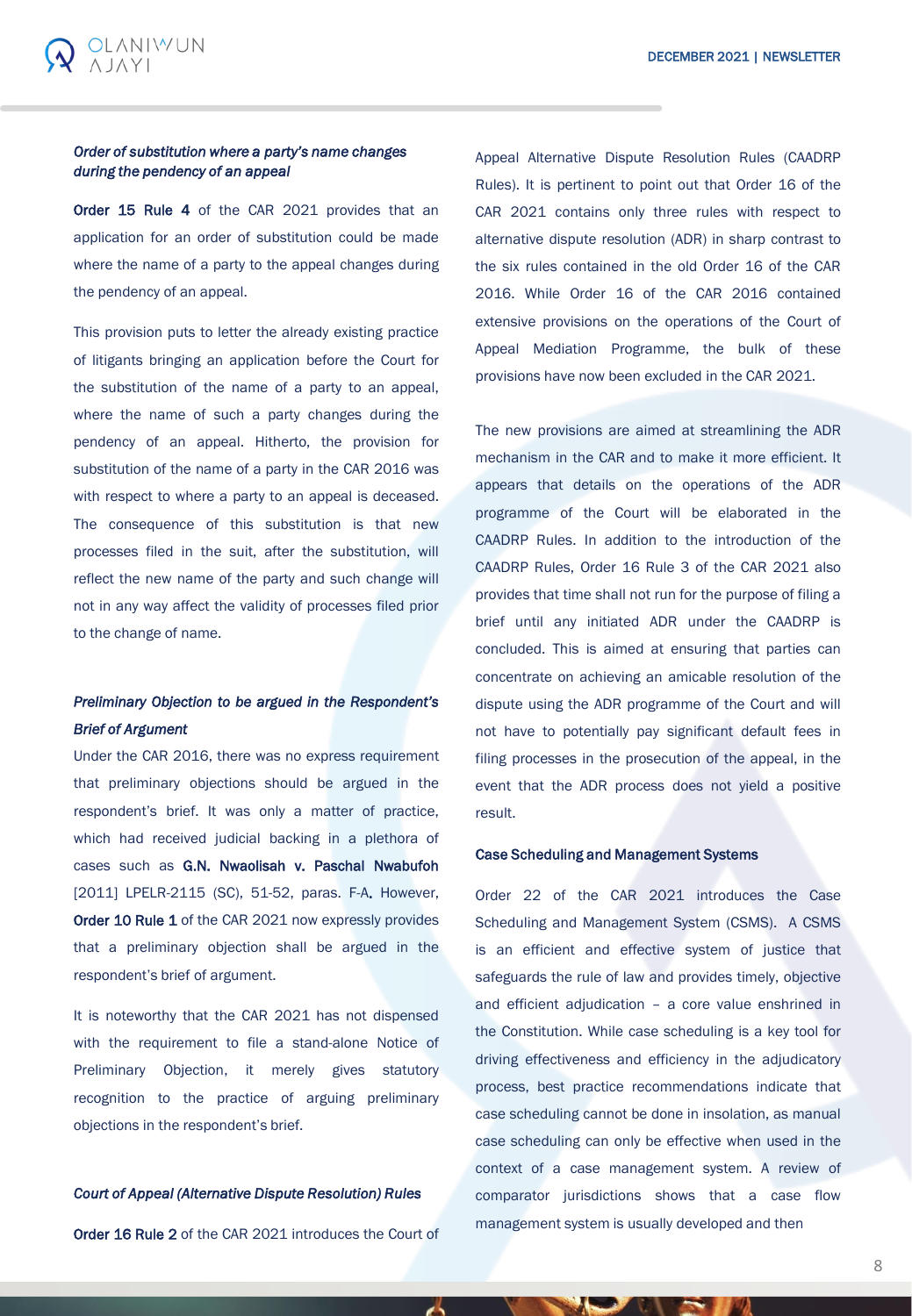*Order of substitution where a party's name changes during the pendency of an appeal*

**Order 15 Rule 4** of the CAR 2021 provides that an application for an order of substitution could be made where the name of a party to the appeal changes during the pendency of an appeal.

This provision puts to letter the already existing practice of litigants bringing an application before the Court for the substitution of the name of a party to an appeal, where the name of such a party changes during the pendency of an appeal. Hitherto, the provision for substitution of the name of a party in the CAR 2016 was with respect to where a party to an appeal is deceased. The consequence of this substitution is that new processes filed in the suit, after the substitution, will reflect the new name of the party and such change will not in any way affect the validity of processes filed prior to the change of name.

*Preliminary Objection to be argued in the Respondent's Brief of Argument*

Under the CAR 2016, there was no express requirement that preliminary objections should be argued in the respondent's brief. It was only a matter of practice, which had received judicial backing in a plethora of cases such as **G.N. Nwaolisah v. Paschal Nwabufoh** [2011] LPELR-2115 (SC), 51-52, paras. F-A. However, **Order 10 Rule 1** of the CAR 2021 now expressly provides that a preliminary objection shall be argued in the respondent's brief of argument.

It is noteworthy that the CAR 2021 has not dispensed with the requirement to file a stand-alone Notice of Preliminary Objection, it merely gives statutory recognition to the practice of arguing preliminary objections in the respondent's brief.

*Court of Appeal (Alternative Dispute Resolution) Rules*

**Order 16 Rule 2** of the CAR 2021 introduces the Court of Appeal Alternative Dispute Resolution Rules (CAADRP Rules). It is pertinent to point out that Order 16 of the CAR 2021 contains only three rules with respect to alternative dispute resolution (ADR) in sharp contrast to the six rules contained in the old Order 16 of the CAR 2016. While Order 16 of the CAR 2016 contained extensive provisions on the operations of the Court of Appeal Mediation Programme, the bulk of these provisions have now been excluded in the CAR 2021.

The new provisions are aimed at streamlining the ADR mechanism in the CAR and to make it more efficient. It appears that details on the operations of the ADR programme of the Court will be elaborated in the CAADRP Rules. In addition to the introduction of the CAADRP Rules, Order 16 Rule 3 of the CAR 2021 also provides that time shall not run for the purpose of filing a brief until any initiated ADR under the CAADRP is concluded. This is aimed at ensuring that parties can concentrate on achieving an amicable resolution of the dispute using the ADR programme of the Court and will not have to potentially pay significant default fees in filing processes in the prosecution of the appeal, in the event that the ADR process does not yield a positive result.

**Case Scheduling and Management Systems**

Order 22 of the CAR 2021 introduces the Case Scheduling and Management System (CSMS). A CSMS is an efficient and effective system of justice that safeguards the rule of law and provides timely, objective and efficient adjudication – a core value enshrined in the Constitution. While case scheduling is a key tool for driving effectiveness and efficiency in the adjudicatory process, best practice recommendations indicate that case scheduling cannot be done in insolation, as manual case scheduling can only be effective when used in the context of a case management system. A review of comparator jurisdictions shows that a case flow management system is usually developed and then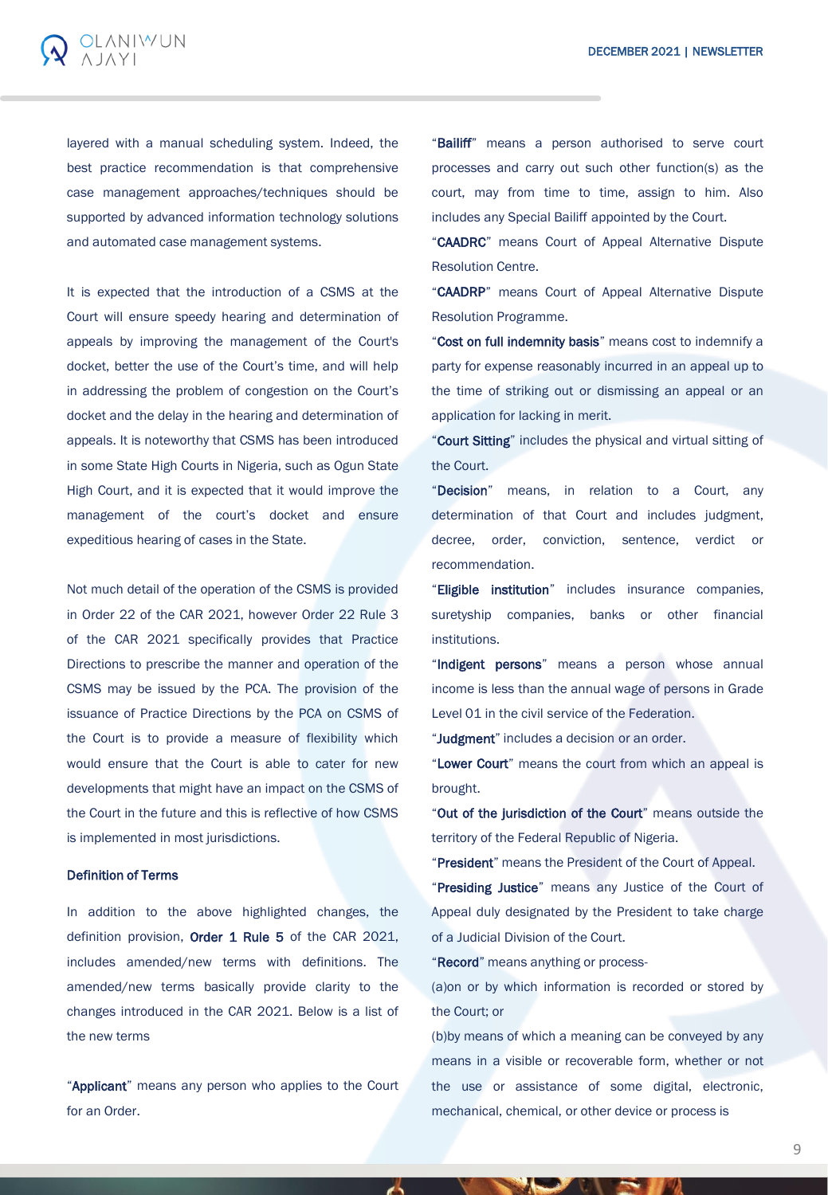layered with a manual scheduling system. Indeed, the best practice recommendation is that comprehensive case management approaches/techniques should be supported by advanced information technology solutions and automated case management systems.

It is expected that the introduction of a CSMS at the Court will ensure speedy hearing and determination of appeals by improving the management of the Court's docket, better the use of the Court's time, and will help in addressing the problem of congestion on the Court's docket and the delay in the hearing and determination of appeals. It is noteworthy that CSMS has been introduced in some State High Courts in Nigeria, such as Ogun State High Court, and it is expected that it would improve the management of the court's docket and ensure expeditious hearing of cases in the State.

Not much detail of the operation of the CSMS is provided in Order 22 of the CAR 2021, however Order 22 Rule 3 of the CAR 2021 specifically provides that Practice Directions to prescribe the manner and operation of the CSMS may be issued by the PCA. The provision of the issuance of Practice Directions by the PCA on CSMS of the Court is to provide a measure of flexibility which would ensure that the Court is able to cater for new developments that might have an impact on the CSMS of the Court in the future and this is reflective of how CSMS is implemented in most jurisdictions.

**Definition of Terms**

In addition to the above highlighted changes, the definition provision, **Order 1 Rule 5** of the CAR 2021, includes amended/new terms with definitions. The amended/new terms basically provide clarity to the changes introduced in the CAR 2021. Below is a list of the new terms

"**Applicant**" means any person who applies to the Court for an Order.

"**Bailiff**" means a person authorised to serve court processes and carry out such other function(s) as the court, may from time to time, assign to him. Also includes any Special Bailiff appointed by the Court.

"**CAADRC**" means Court of Appeal Alternative Dispute Resolution Centre.

"**CAADRP**" means Court of Appeal Alternative Dispute Resolution Programme.

"**Cost on full indemnity basis**" means cost to indemnify a party for expense reasonably incurred in an appeal up to the time of striking out or dismissing an appeal or an application for lacking in merit.

"**Court Sitting**" includes the physical and virtual sitting of the Court.

"**Decision**" means, in relation to a Court, any determination of that Court and includes judgment, decree, order, conviction, sentence, verdict or recommendation.

"**Eligible institution**" includes insurance companies, suretyship companies, banks or other financial institutions.

"**Indigent persons**" means a person whose annual income is less than the annual wage of persons in Grade Level 01 in the civil service of the Federation.

"**Judgment**" includes a decision or an order.

"**Lower Court**" means the court from which an appeal is brought.

"**Out of the jurisdiction of the Court**" means outside the territory of the Federal Republic of Nigeria.

"**President**" means the President of the Court of Appeal.

"**Presiding Justice**" means any Justice of the Court of Appeal duly designated by the President to take charge of a Judicial Division of the Court.

"**Record**" means anything or process-

(a)on or by which information is recorded or stored by the Court; or

(b)by means of which a meaning can be conveyed by any means in a visible or recoverable form, whether or not the use or assistance of some digital, electronic, mechanical, chemical, or other device or process is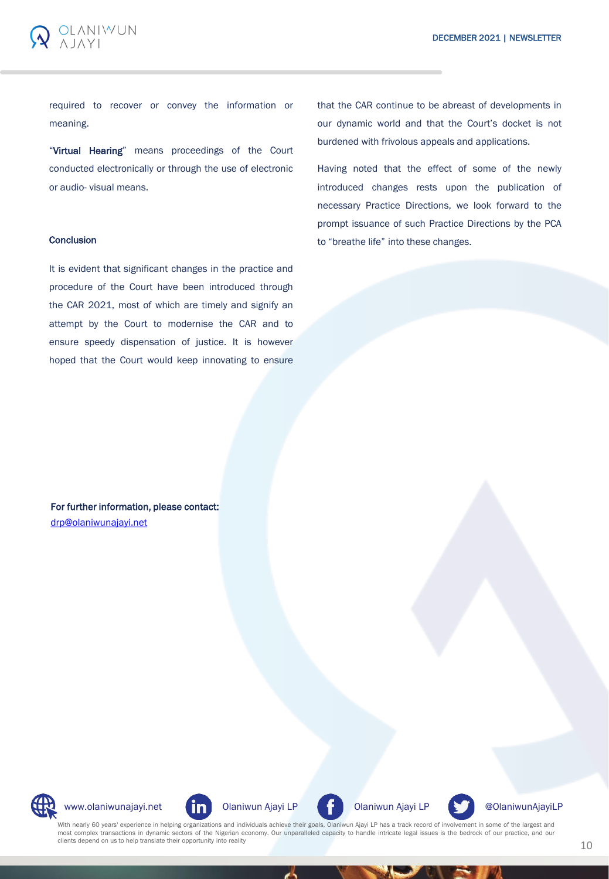required to recover or convey the information or meaning.

"**Virtual Hearing**" means proceedings of the Court conducted electronically or through the use of electronic or audio- visual means.

### Conclusion

It is evident that significant changes in the practice and procedure of the Court have been introduced through the CAR 2021, most of which are timely and signify an attempt by the Court to modernise the CAR and to ensure speedy dispensation of justice. It is however hoped that the Court would keep innovating to ensure that the CAR continue to be abreast of developments in our dynamic world and that the Court's docket is not burdened with frivolous appeals and applications.

Having noted that the effect of some of the newly introduced changes rests upon the publication of necessary Practice Directions, we look forward to the prompt issuance of such Practice Directions by the PCA to "breathe life" into these changes.

**For further information, please contact:**
drp@olaniwunajayi.net

www.olaniwunajayi.net | Olaniwun Ajayi LP | Olaniwun Ajayi LP | @OlaniwunAjayiLP

With nearly 60 years' experience in helping organizations and individuals achieve their goals, Olaniwun Ajayi LP has a track record of involvement in some of the largest and most complex transactions in dynamic sectors of the Nigerian economy. Our unparalleled capacity to handle intricate legal issues is the bedrock of our practice, and our clients depend on us to help translate their opportunity into reality